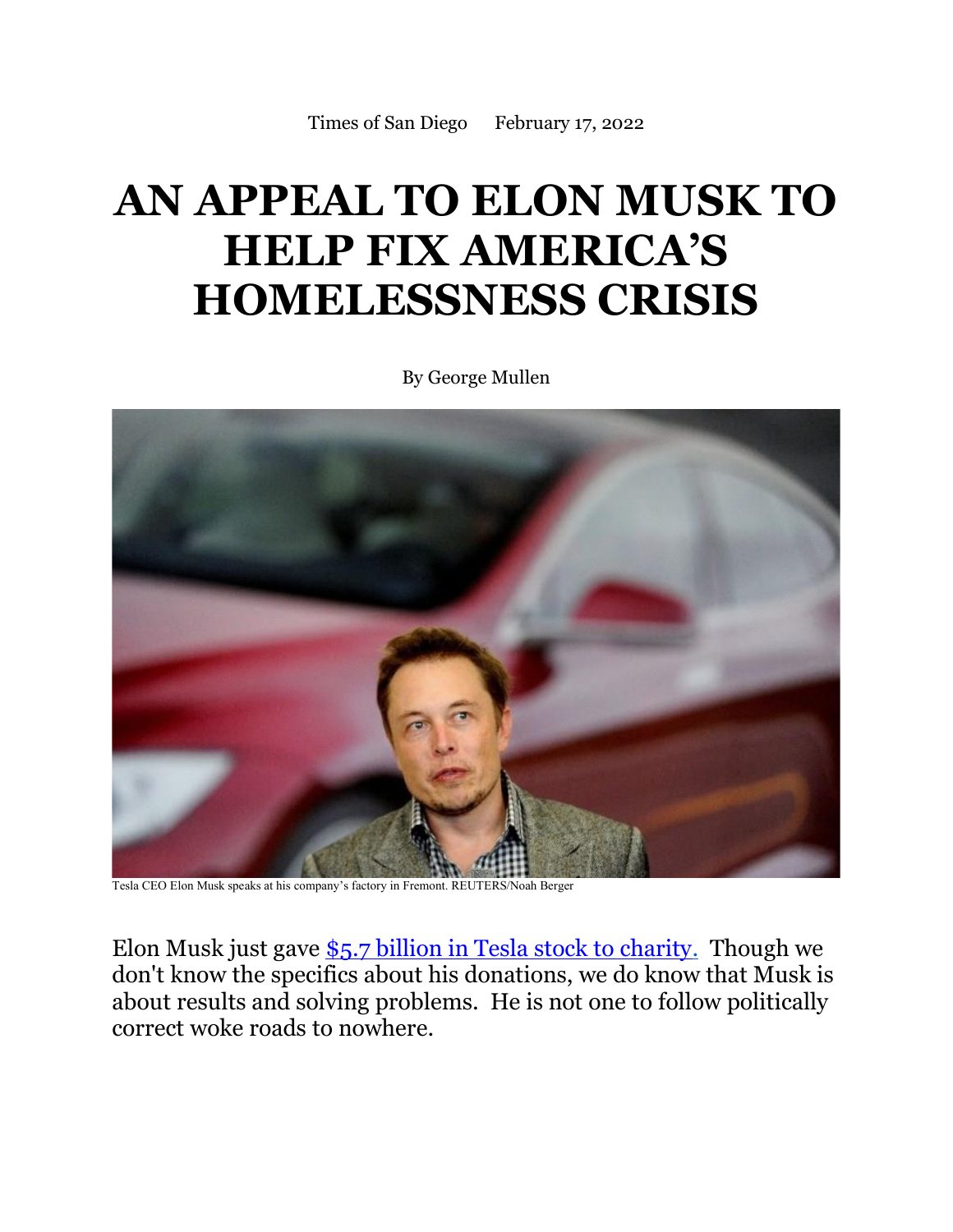Times of San Diego     February 17, 2022

# AN APPEAL TO ELON MUSK TO HELP FIX AMERICA'S HOMELESSNESS CRISIS

By George Mullen

Tesla CEO Elon Musk speaks at his company's factory in Fremont. REUTERS/Noah Berger

Elon Musk just gave [$5.7 billion in Tesla stock to charity.](#) Though we don't know the specifics about his donations, we do know that Musk is about results and solving problems. He is not one to follow politically correct woke roads to nowhere.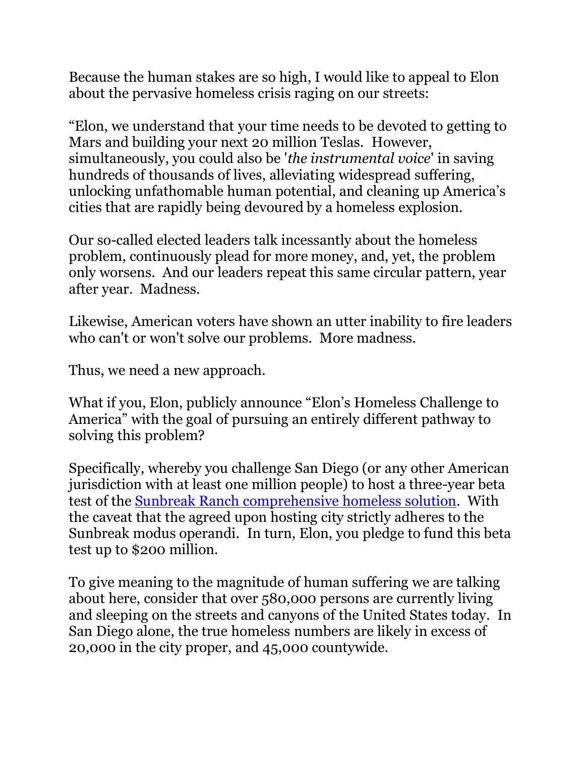Because the human stakes are so high, I would like to appeal to Elon about the pervasive homeless crisis raging on our streets:

"Elon, we understand that your time needs to be devoted to getting to Mars and building your next 20 million Teslas. However, simultaneously, you could also be '*the instrumental voice*' in saving hundreds of thousands of lives, alleviating widespread suffering, unlocking unfathomable human potential, and cleaning up America's cities that are rapidly being devoured by a homeless explosion.

Our so-called elected leaders talk incessantly about the homeless problem, continuously plead for more money, and, yet, the problem only worsens. And our leaders repeat this same circular pattern, year after year. Madness.

Likewise, American voters have shown an utter inability to fire leaders who can't or won't solve our problems. More madness.

Thus, we need a new approach.

What if you, Elon, publicly announce "Elon's Homeless Challenge to America" with the goal of pursuing an entirely different pathway to solving this problem?

Specifically, whereby you challenge San Diego (or any other American jurisdiction with at least one million people) to host a three-year beta test of the Sunbreak Ranch comprehensive homeless solution. With the caveat that the agreed upon hosting city strictly adheres to the Sunbreak modus operandi. In turn, Elon, you pledge to fund this beta test up to $200 million.

To give meaning to the magnitude of human suffering we are talking about here, consider that over 580,000 persons are currently living and sleeping on the streets and canyons of the United States today. In San Diego alone, the true homeless numbers are likely in excess of 20,000 in the city proper, and 45,000 countywide.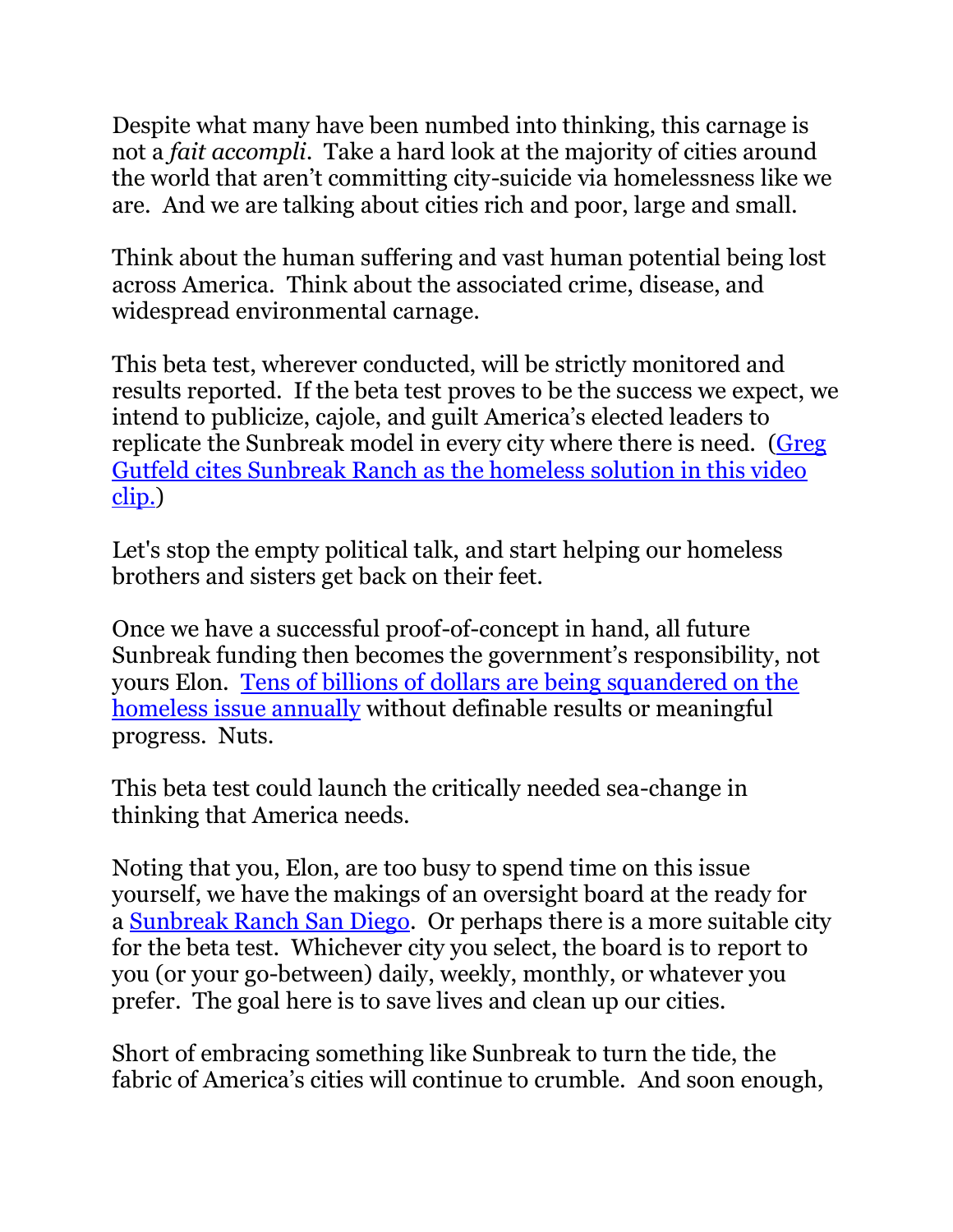Despite what many have been numbed into thinking, this carnage is not a *fait accompli*. Take a hard look at the majority of cities around the world that aren't committing city-suicide via homelessness like we are. And we are talking about cities rich and poor, large and small.

Think about the human suffering and vast human potential being lost across America. Think about the associated crime, disease, and widespread environmental carnage.

This beta test, wherever conducted, will be strictly monitored and results reported. If the beta test proves to be the success we expect, we intend to publicize, cajole, and guilt America's elected leaders to replicate the Sunbreak model in every city where there is need. (Greg Gutfeld cites Sunbreak Ranch as the homeless solution in this video clip.)

Let's stop the empty political talk, and start helping our homeless brothers and sisters get back on their feet.

Once we have a successful proof-of-concept in hand, all future Sunbreak funding then becomes the government's responsibility, not yours Elon. Tens of billions of dollars are being squandered on the homeless issue annually without definable results or meaningful progress. Nuts.

This beta test could launch the critically needed sea-change in thinking that America needs.

Noting that you, Elon, are too busy to spend time on this issue yourself, we have the makings of an oversight board at the ready for a Sunbreak Ranch San Diego. Or perhaps there is a more suitable city for the beta test. Whichever city you select, the board is to report to you (or your go-between) daily, weekly, monthly, or whatever you prefer. The goal here is to save lives and clean up our cities.

Short of embracing something like Sunbreak to turn the tide, the fabric of America's cities will continue to crumble. And soon enough,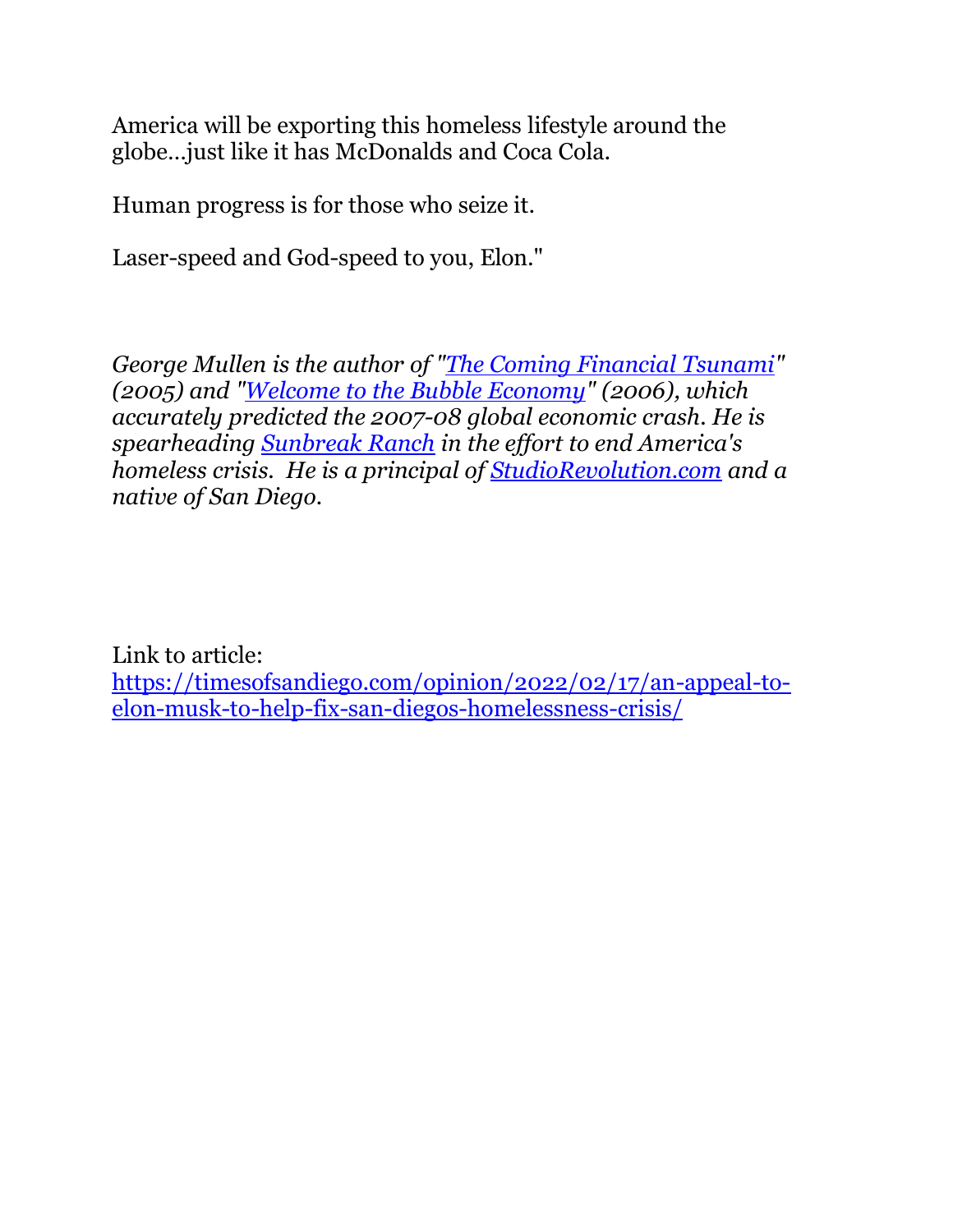America will be exporting this homeless lifestyle around the globe…just like it has McDonalds and Coca Cola.

Human progress is for those who seize it.

Laser-speed and God-speed to you, Elon."

*George Mullen is the author of "[The Coming Financial Tsunami](#)" (2005) and "[Welcome to the Bubble Economy](#)" (2006), which accurately predicted the 2007-08 global economic crash. He is spearheading [Sunbreak Ranch](#) in the effort to end America's homeless crisis. He is a principal of [StudioRevolution.com](#) and a native of San Diego.*

Link to article:
[https://timesofsandiego.com/opinion/2022/02/17/an-appeal-to-elon-musk-to-help-fix-san-diegos-homelessness-crisis/](https://timesofsandiego.com/opinion/2022/02/17/an-appeal-to-elon-musk-to-help-fix-san-diegos-homelessness-crisis/)